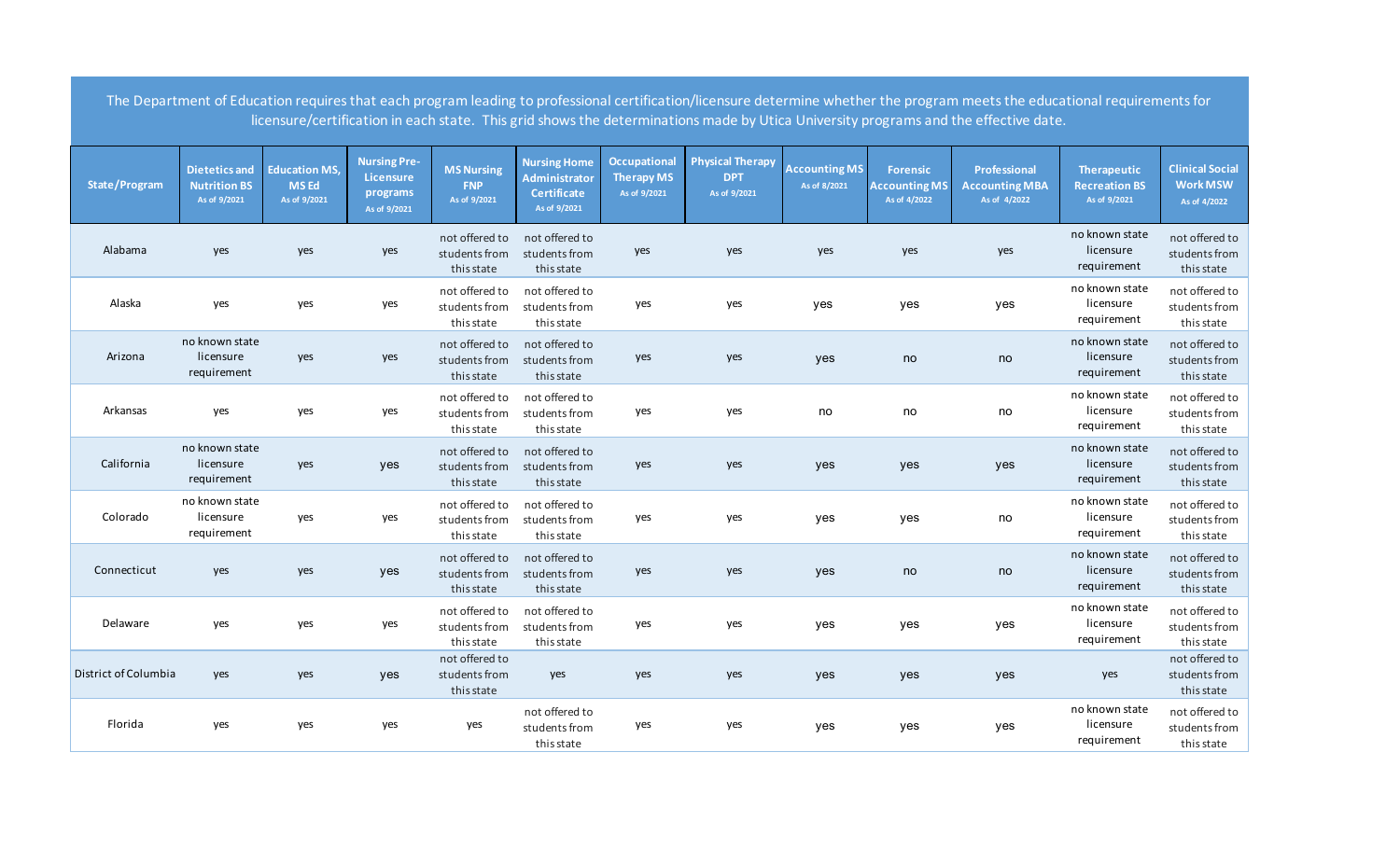The Department of Education requires that each program leading to professional certification/licensure determine whether the program meets the educational requirements for licensure/certification in each state. This grid shows the determinations made by Utica University programs and the effective date.

| State/Program | Dietetics and Nutrition BS As of 9/2021 | Education MS, MS Ed As of 9/2021 | Nursing Pre-Licensure programs As of 9/2021 | MS Nursing FNP As of 9/2021 | Nursing Home Administrator Certificate As of 9/2021 | Occupational Therapy MS As of 9/2021 | Physical Therapy DPT As of 9/2021 | Accounting MS As of 8/2021 | Forensic Accounting MS As of 4/2022 | Professional Accounting MBA As of 4/2022 | Therapeutic Recreation BS As of 9/2021 | Clinical Social Work MSW As of 4/2022 |
|---|---|---|---|---|---|---|---|---|---|---|---|---|
| Alabama | yes | yes | yes | not offered to students from this state | not offered to students from this state | yes | yes | yes | yes | yes | no known state licensure requirement | not offered to students from this state |
| Alaska | yes | yes | yes | not offered to students from this state | not offered to students from this state | yes | yes | yes | yes | yes | no known state licensure requirement | not offered to students from this state |
| Arizona | no known state licensure requirement | yes | yes | not offered to students from this state | not offered to students from this state | yes | yes | yes | no | no | no known state licensure requirement | not offered to students from this state |
| Arkansas | yes | yes | yes | not offered to students from this state | not offered to students from this state | yes | yes | no | no | no | no known state licensure requirement | not offered to students from this state |
| California | no known state licensure requirement | yes | yes | not offered to students from this state | not offered to students from this state | yes | yes | yes | yes | yes | no known state licensure requirement | not offered to students from this state |
| Colorado | no known state licensure requirement | yes | yes | not offered to students from this state | not offered to students from this state | yes | yes | yes | yes | no | no known state licensure requirement | not offered to students from this state |
| Connecticut | yes | yes | yes | not offered to students from this state | not offered to students from this state | yes | yes | yes | no | no | no known state licensure requirement | not offered to students from this state |
| Delaware | yes | yes | yes | not offered to students from this state | not offered to students from this state | yes | yes | yes | yes | yes | no known state licensure requirement | not offered to students from this state |
| District of Columbia | yes | yes | yes | not offered to students from this state | yes | yes | yes | yes | yes | yes | yes | not offered to students from this state |
| Florida | yes | yes | yes | yes | not offered to students from this state | yes | yes | yes | yes | yes | no known state licensure requirement | not offered to students from this state |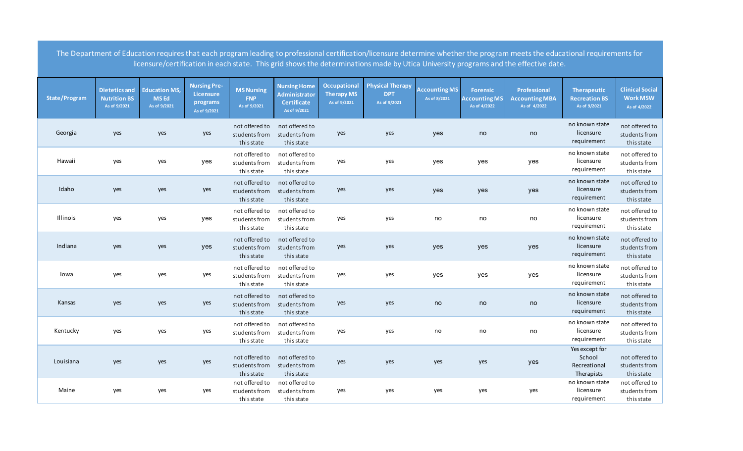The Department of Education requires that each program leading to professional certification/licensure determine whether the program meets the educational requirements for licensure/certification in each state. This grid shows the determinations made by Utica University programs and the effective date.

| State/Program | Dietetics and Nutrition BS As of 9/2021 | Education MS, MS Ed As of 9/2021 | Nursing Pre-Licensure programs As of 9/2021 | MS Nursing FNP As of 9/2021 | Nursing Home Administrator Certificate As of 9/2021 | Occupational Therapy MS As of 9/2021 | Physical Therapy DPT As of 9/2021 | Accounting MS As of 8/2021 | Forensic Accounting MS As of 4/2022 | Professional Accounting MBA As of 4/2022 | Therapeutic Recreation BS As of 9/2021 | Clinical Social Work MSW As of 4/2022 |
|---|---|---|---|---|---|---|---|---|---|---|---|---|
| Georgia | yes | yes | yes | not offered to students from this state | not offered to students from this state | yes | yes | yes | no | no | no known state licensure requirement | not offered to students from this state |
| Hawaii | yes | yes | yes | not offered to students from this state | not offered to students from this state | yes | yes | yes | yes | yes | no known state licensure requirement | not offered to students from this state |
| Idaho | yes | yes | yes | not offered to students from this state | not offered to students from this state | yes | yes | yes | yes | yes | no known state licensure requirement | not offered to students from this state |
| Illinois | yes | yes | yes | not offered to students from this state | not offered to students from this state | yes | yes | no | no | no | no known state licensure requirement | not offered to students from this state |
| Indiana | yes | yes | yes | not offered to students from this state | not offered to students from this state | yes | yes | yes | yes | yes | no known state licensure requirement | not offered to students from this state |
| Iowa | yes | yes | yes | not offered to students from this state | not offered to students from this state | yes | yes | yes | yes | yes | no known state licensure requirement | not offered to students from this state |
| Kansas | yes | yes | yes | not offered to students from this state | not offered to students from this state | yes | yes | no | no | no | no known state licensure requirement | not offered to students from this state |
| Kentucky | yes | yes | yes | not offered to students from this state | not offered to students from this state | yes | yes | no | no | no | no known state licensure requirement | not offered to students from this state |
| Louisiana | yes | yes | yes | not offered to students from this state | not offered to students from this state | yes | yes | yes | yes | yes | Yes except for School Recreational Therapists | not offered to students from this state |
| Maine | yes | yes | yes | not offered to students from this state | not offered to students from this state | yes | yes | yes | yes | yes | no known state licensure requirement | not offered to students from this state |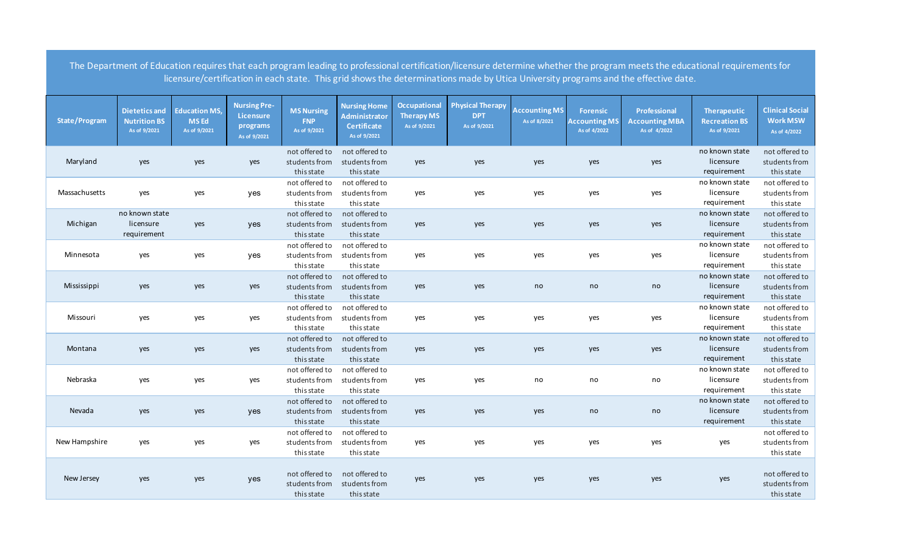The Department of Education requires that each program leading to professional certification/licensure determine whether the program meets the educational requirements for licensure/certification in each state. This grid shows the determinations made by Utica University programs and the effective date.

| State/Program | Dietetics and Nutrition BS As of 9/2021 | Education MS, MS Ed As of 9/2021 | Nursing Pre-Licensure programs As of 9/2021 | MS Nursing FNP As of 9/2021 | Nursing Home Administrator Certificate As of 9/2021 | Occupational Therapy MS As of 9/2021 | Physical Therapy DPT As of 9/2021 | Accounting MS As of 8/2021 | Forensic Accounting MS As of 4/2022 | Professional Accounting MBA As of 4/2022 | Therapeutic Recreation BS As of 9/2021 | Clinical Social Work MSW As of 4/2022 |
|---|---|---|---|---|---|---|---|---|---|---|---|---|
| Maryland | yes | yes | yes | not offered to students from this state | not offered to students from this state | yes | yes | yes | yes | yes | no known state licensure requirement | not offered to students from this state |
| Massachusetts | yes | yes | yes | not offered to students from this state | not offered to students from this state | yes | yes | yes | yes | yes | no known state licensure requirement | not offered to students from this state |
| Michigan | no known state licensure requirement | yes | yes | not offered to students from this state | not offered to students from this state | yes | yes | yes | yes | yes | no known state licensure requirement | not offered to students from this state |
| Minnesota | yes | yes | yes | not offered to students from this state | not offered to students from this state | yes | yes | yes | yes | yes | no known state licensure requirement | not offered to students from this state |
| Mississippi | yes | yes | yes | not offered to students from this state | not offered to students from this state | yes | yes | no | no | no | no known state licensure requirement | not offered to students from this state |
| Missouri | yes | yes | yes | not offered to students from this state | not offered to students from this state | yes | yes | yes | yes | yes | no known state licensure requirement | not offered to students from this state |
| Montana | yes | yes | yes | not offered to students from this state | not offered to students from this state | yes | yes | yes | yes | yes | no known state licensure requirement | not offered to students from this state |
| Nebraska | yes | yes | yes | not offered to students from this state | not offered to students from this state | yes | yes | no | no | no | no known state licensure requirement | not offered to students from this state |
| Nevada | yes | yes | yes | not offered to students from this state | not offered to students from this state | yes | yes | yes | no | no | no known state licensure requirement | not offered to students from this state |
| New Hampshire | yes | yes | yes | not offered to students from this state | not offered to students from this state | yes | yes | yes | yes | yes | yes | not offered to students from this state |
| New Jersey | yes | yes | yes | not offered to students from this state | not offered to students from this state | yes | yes | yes | yes | yes | yes | not offered to students from this state |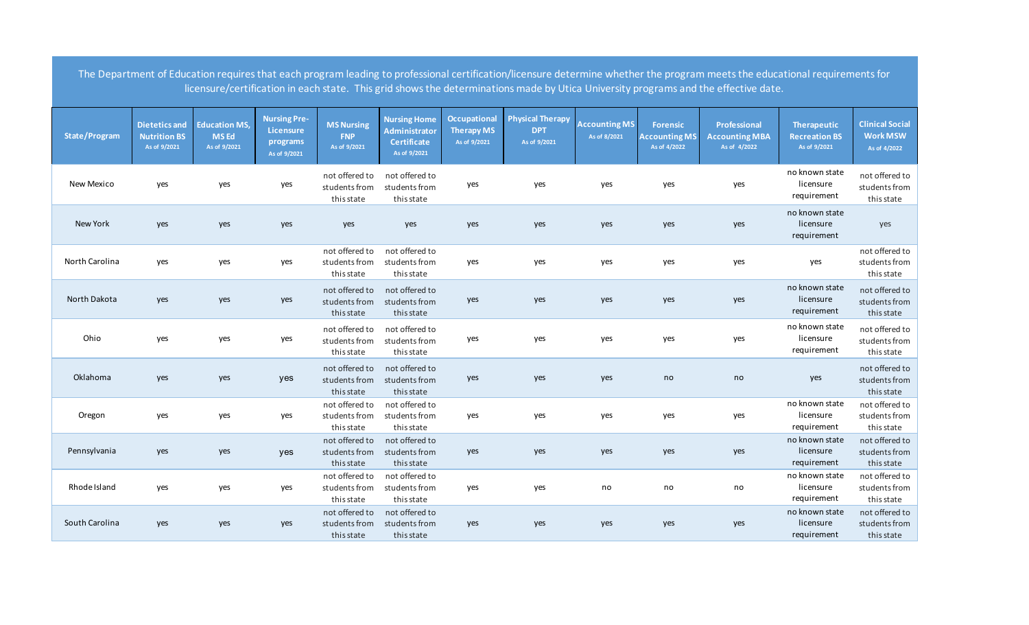The Department of Education requires that each program leading to professional certification/licensure determine whether the program meets the educational requirements for licensure/certification in each state. This grid shows the determinations made by Utica University programs and the effective date.

| State/Program | Dietetics and Nutrition BS As of 9/2021 | Education MS, MS Ed As of 9/2021 | Nursing Pre-Licensure programs As of 9/2021 | MS Nursing FNP As of 9/2021 | Nursing Home Administrator Certificate As of 9/2021 | Occupational Therapy MS As of 9/2021 | Physical Therapy DPT As of 9/2021 | Accounting MS As of 8/2021 | Forensic Accounting MS As of 4/2022 | Professional Accounting MBA As of 4/2022 | Therapeutic Recreation BS As of 9/2021 | Clinical Social Work MSW As of 4/2022 |
|---|---|---|---|---|---|---|---|---|---|---|---|---|
| New Mexico | yes | yes | yes | not offered to students from this state | not offered to students from this state | yes | yes | yes | yes | yes | no known state licensure requirement | not offered to students from this state |
| New York | yes | yes | yes | yes | yes | yes | yes | yes | yes | yes | no known state licensure requirement | yes |
| North Carolina | yes | yes | yes | not offered to students from this state | not offered to students from this state | yes | yes | yes | yes | yes | yes | not offered to students from this state |
| North Dakota | yes | yes | yes | not offered to students from this state | not offered to students from this state | yes | yes | yes | yes | yes | no known state licensure requirement | not offered to students from this state |
| Ohio | yes | yes | yes | not offered to students from this state | not offered to students from this state | yes | yes | yes | yes | yes | no known state licensure requirement | not offered to students from this state |
| Oklahoma | yes | yes | yes | not offered to students from this state | not offered to students from this state | yes | yes | yes | no | no | yes | not offered to students from this state |
| Oregon | yes | yes | yes | not offered to students from this state | not offered to students from this state | yes | yes | yes | yes | yes | no known state licensure requirement | not offered to students from this state |
| Pennsylvania | yes | yes | yes | not offered to students from this state | not offered to students from this state | yes | yes | yes | yes | yes | no known state licensure requirement | not offered to students from this state |
| Rhode Island | yes | yes | yes | not offered to students from this state | not offered to students from this state | yes | yes | no | no | no | no known state licensure requirement | not offered to students from this state |
| South Carolina | yes | yes | yes | not offered to students from this state | not offered to students from this state | yes | yes | yes | yes | yes | no known state licensure requirement | not offered to students from this state |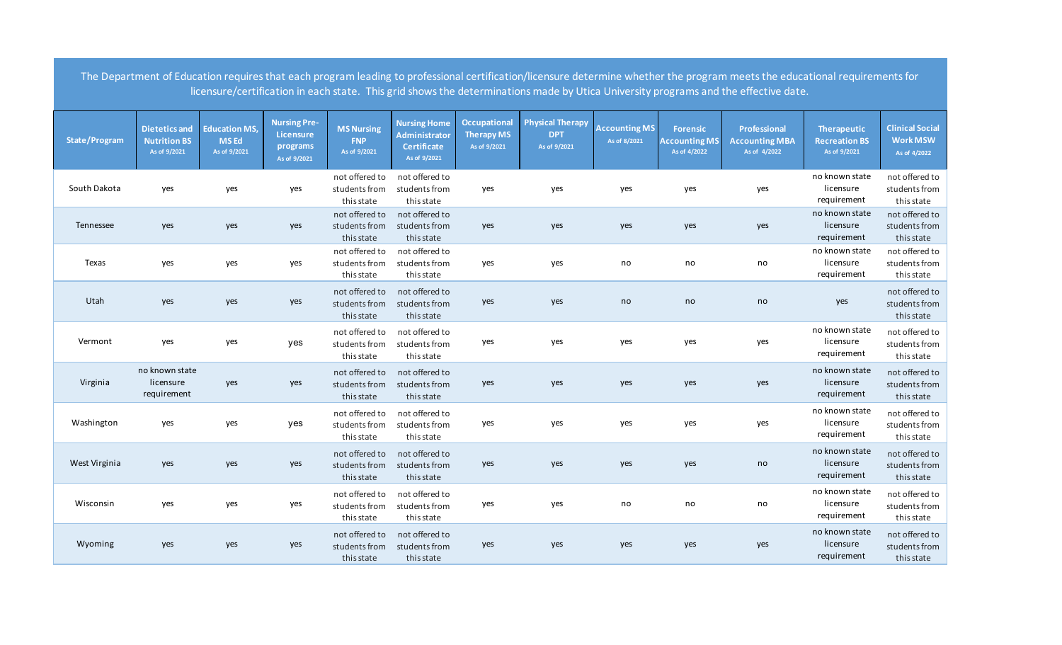The Department of Education requires that each program leading to professional certification/licensure determine whether the program meets the educational requirements for licensure/certification in each state. This grid shows the determinations made by Utica University programs and the effective date.

| State/Program | Dietetics and Nutrition BS As of 9/2021 | Education MS, MS Ed As of 9/2021 | Nursing Pre-Licensure programs As of 9/2021 | MS Nursing FNP As of 9/2021 | Nursing Home Administrator Certificate As of 9/2021 | Occupational Therapy MS As of 9/2021 | Physical Therapy DPT As of 9/2021 | Accounting MS As of 8/2021 | Forensic Accounting MS As of 4/2022 | Professional Accounting MBA As of 4/2022 | Therapeutic Recreation BS As of 9/2021 | Clinical Social Work MSW As of 4/2022 |
|---|---|---|---|---|---|---|---|---|---|---|---|---|
| South Dakota | yes | yes | yes | not offered to students from this state | not offered to students from this state | yes | yes | yes | yes | yes | no known state licensure requirement | not offered to students from this state |
| Tennessee | yes | yes | yes | not offered to students from this state | not offered to students from this state | yes | yes | yes | yes | yes | no known state licensure requirement | not offered to students from this state |
| Texas | yes | yes | yes | not offered to students from this state | not offered to students from this state | yes | yes | no | no | no | no known state licensure requirement | not offered to students from this state |
| Utah | yes | yes | yes | not offered to students from this state | not offered to students from this state | yes | yes | no | no | no | yes | not offered to students from this state |
| Vermont | yes | yes | yes | not offered to students from this state | not offered to students from this state | yes | yes | yes | yes | yes | no known state licensure requirement | not offered to students from this state |
| Virginia | no known state licensure requirement | yes | yes | not offered to students from this state | not offered to students from this state | yes | yes | yes | yes | yes | no known state licensure requirement | not offered to students from this state |
| Washington | yes | yes | yes | not offered to students from this state | not offered to students from this state | yes | yes | yes | yes | yes | no known state licensure requirement | not offered to students from this state |
| West Virginia | yes | yes | yes | not offered to students from this state | not offered to students from this state | yes | yes | yes | yes | no | no known state licensure requirement | not offered to students from this state |
| Wisconsin | yes | yes | yes | not offered to students from this state | not offered to students from this state | yes | yes | no | no | no | no known state licensure requirement | not offered to students from this state |
| Wyoming | yes | yes | yes | not offered to students from this state | not offered to students from this state | yes | yes | yes | yes | yes | no known state licensure requirement | not offered to students from this state |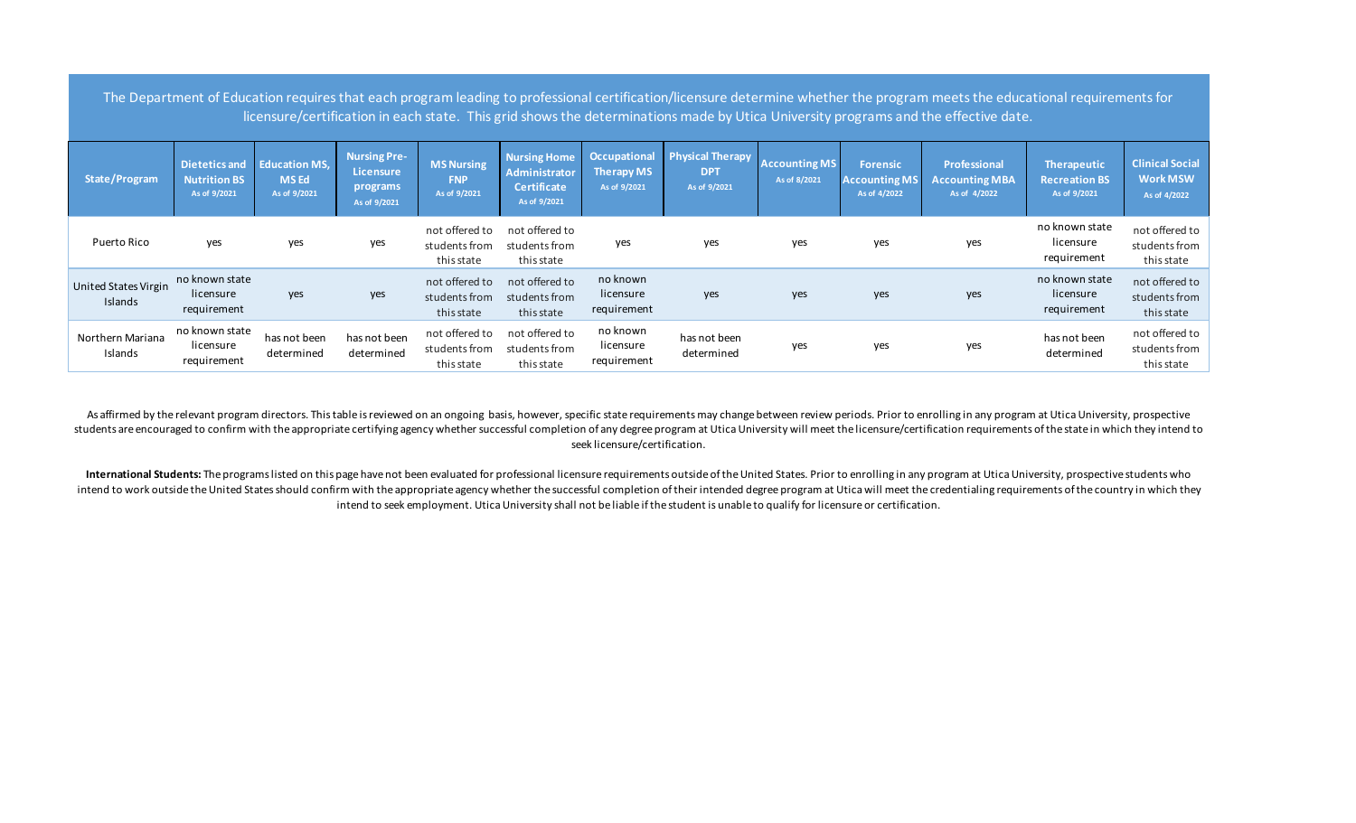The Department of Education requires that each program leading to professional certification/licensure determine whether the program meets the educational requirements for licensure/certification in each state. This grid shows the determinations made by Utica University programs and the effective date.

| State/Program | Dietetics and Nutrition BS As of 9/2021 | Education MS, MS Ed As of 9/2021 | Nursing Pre-Licensure programs As of 9/2021 | MS Nursing FNP As of 9/2021 | Nursing Home Administrator Certificate As of 9/2021 | Occupational Therapy MS As of 9/2021 | Physical Therapy DPT As of 9/2021 | Accounting MS As of 8/2021 | Forensic Accounting MS As of 4/2022 | Professional Accounting MBA As of 4/2022 | Therapeutic Recreation BS As of 9/2021 | Clinical Social Work MSW As of 4/2022 |
|---|---|---|---|---|---|---|---|---|---|---|---|---|
| Puerto Rico | yes | yes | yes | not offered to students from this state | not offered to students from this state | yes | yes | yes | yes | yes | no known state licensure requirement | not offered to students from this state |
| United States Virgin Islands | no known state licensure requirement | yes | yes | not offered to students from this state | not offered to students from this state | no known licensure requirement | yes | yes | yes | yes | no known state licensure requirement | not offered to students from this state |
| Northern Mariana Islands | no known state licensure requirement | has not been determined | has not been determined | not offered to students from this state | not offered to students from this state | no known licensure requirement | has not been determined | yes | yes | yes | has not been determined | not offered to students from this state |

As affirmed by the relevant program directors. This table is reviewed on an ongoing basis, however, specific state requirements may change between review periods. Prior to enrolling in any program at Utica University, prospective students are encouraged to confirm with the appropriate certifying agency whether successful completion of any degree program at Utica University will meet the licensure/certification requirements of the state in which they intend to seek licensure/certification.

**International Students:** The programs listed on this page have not been evaluated for professional licensure requirements outside of the United States. Prior to enrolling in any program at Utica University, prospective students who intend to work outside the United States should confirm with the appropriate agency whether the successful completion of their intended degree program at Utica will meet the credentialing requirements of the country in which they intend to seek employment. Utica University shall not be liable if the student is unable to qualify for licensure or certification.